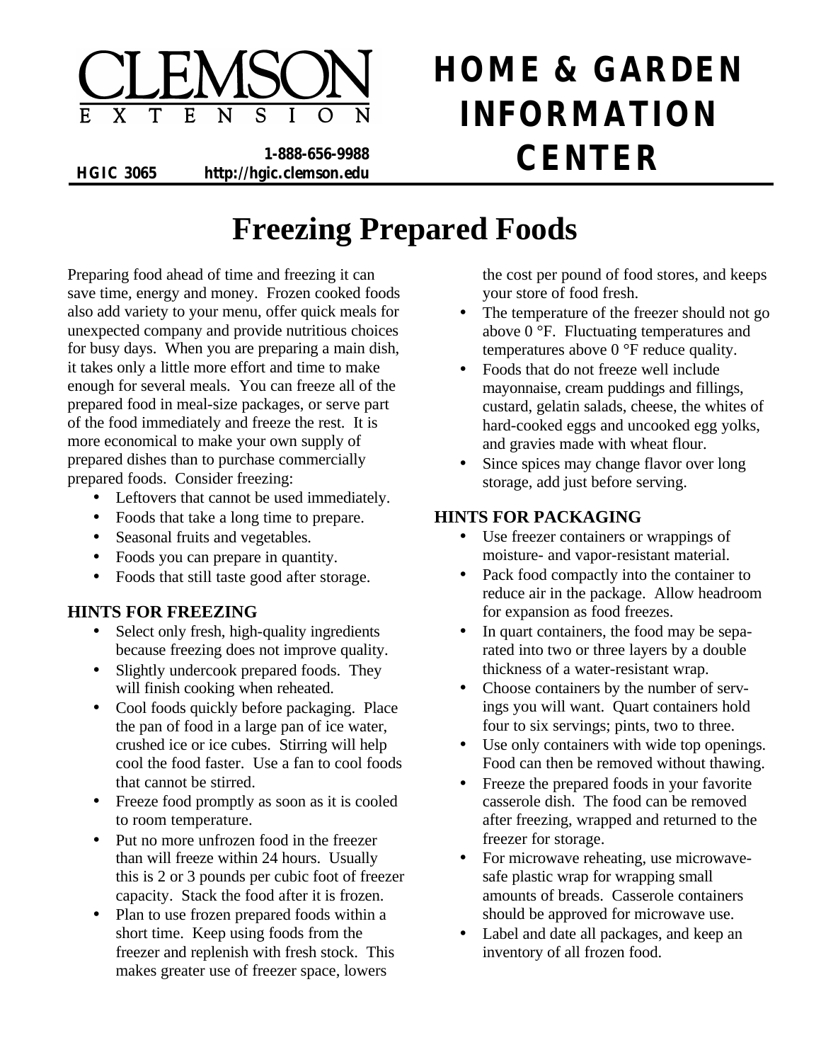CLEMSON EXTENSION

HGIC 3065 1-888-656-9988 http://hgic.clemson.edu

HOME & GARDEN INFORMATION CENTER

# Freezing Prepared Foods

Preparing food ahead of time and freezing it can save time, energy and money. Frozen cooked foods also add variety to your menu, offer quick meals for unexpected company and provide nutritious choices for busy days. When you are preparing a main dish, it takes only a little more effort and time to make enough for several meals. You can freeze all of the prepared food in meal-size packages, or serve part of the food immediately and freeze the rest. It is more economical to make your own supply of prepared dishes than to purchase commercially prepared foods. Consider freezing:

- Leftovers that cannot be used immediately.
- Foods that take a long time to prepare.
- Seasonal fruits and vegetables.
- Foods you can prepare in quantity.
- Foods that still taste good after storage.

## HINTS FOR FREEZING

- Select only fresh, high-quality ingredients because freezing does not improve quality.
- Slightly undercook prepared foods. They will finish cooking when reheated.
- Cool foods quickly before packaging. Place the pan of food in a large pan of ice water, crushed ice or ice cubes. Stirring will help cool the food faster. Use a fan to cool foods that cannot be stirred.
- Freeze food promptly as soon as it is cooled to room temperature.
- Put no more unfrozen food in the freezer than will freeze within 24 hours. Usually this is 2 or 3 pounds per cubic foot of freezer capacity. Stack the food after it is frozen.
- Plan to use frozen prepared foods within a short time. Keep using foods from the freezer and replenish with fresh stock. This makes greater use of freezer space, lowers the cost per pound of food stores, and keeps your store of food fresh.
- The temperature of the freezer should not go above 0 °F. Fluctuating temperatures and temperatures above 0 °F reduce quality.
- Foods that do not freeze well include mayonnaise, cream puddings and fillings, custard, gelatin salads, cheese, the whites of hard-cooked eggs and uncooked egg yolks, and gravies made with wheat flour.
- Since spices may change flavor over long storage, add just before serving.

## HINTS FOR PACKAGING

- Use freezer containers or wrappings of moisture- and vapor-resistant material.
- Pack food compactly into the container to reduce air in the package. Allow headroom for expansion as food freezes.
- In quart containers, the food may be separated into two or three layers by a double thickness of a water-resistant wrap.
- Choose containers by the number of servings you will want. Quart containers hold four to six servings; pints, two to three.
- Use only containers with wide top openings. Food can then be removed without thawing.
- Freeze the prepared foods in your favorite casserole dish. The food can be removed after freezing, wrapped and returned to the freezer for storage.
- For microwave reheating, use microwave-safe plastic wrap for wrapping small amounts of breads. Casserole containers should be approved for microwave use.
- Label and date all packages, and keep an inventory of all frozen food.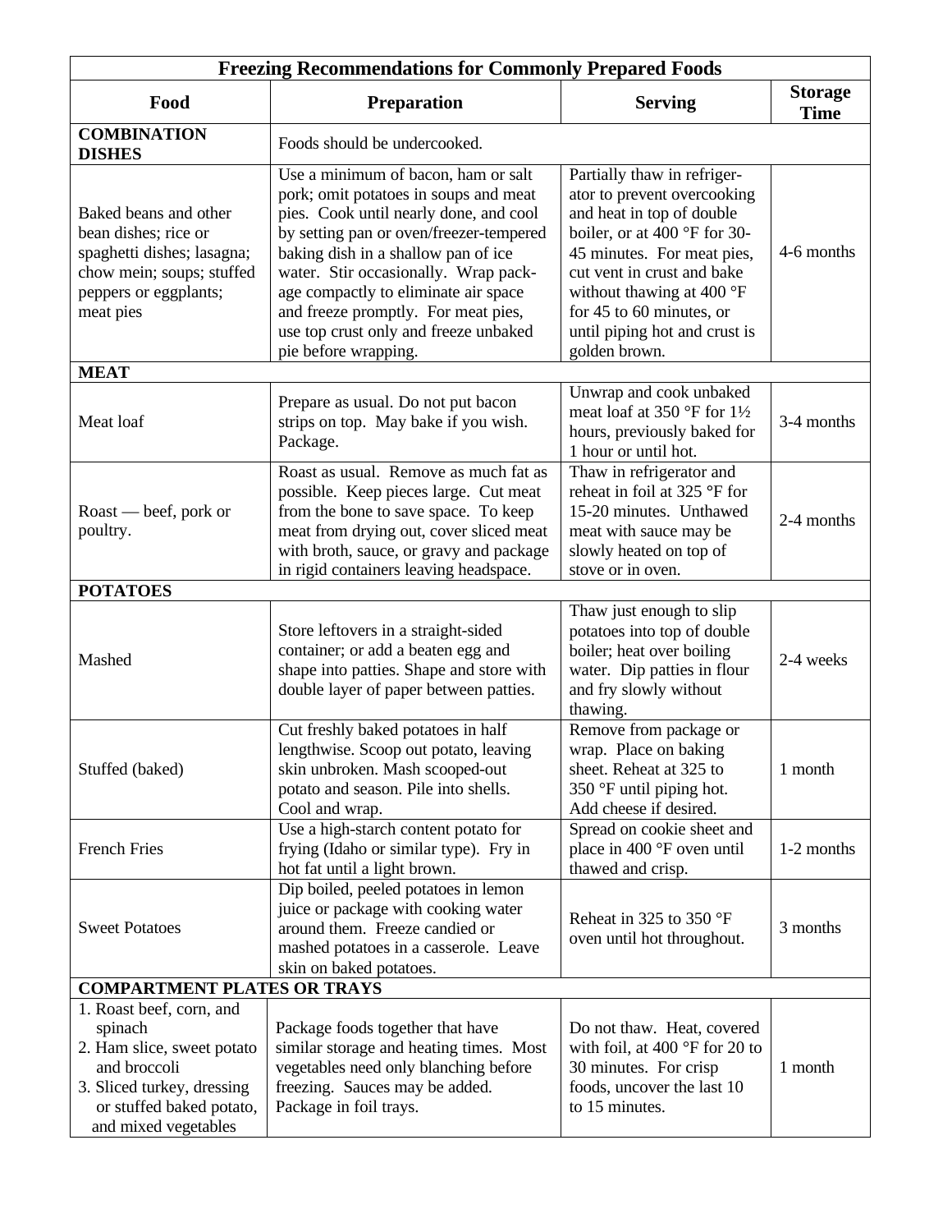| Freezing Recommendations for Commonly Prepared Foods | | | |
|---|---|---|---|
| **Food** | **Preparation** | **Serving** | **Storage Time** |
| **COMBINATION DISHES** | Foods should be undercooked. | | |
| Baked beans and other bean dishes; rice or spaghetti dishes; lasagna; chow mein; soups; stuffed peppers or eggplants; meat pies | Use a minimum of bacon, ham or salt pork; omit potatoes in soups and meat pies. Cook until nearly done, and cool by setting pan or oven/freezer-tempered baking dish in a shallow pan of ice water. Stir occasionally. Wrap package compactly to eliminate air space and freeze promptly. For meat pies, use top crust only and freeze unbaked pie before wrapping. | Partially thaw in refrigerator to prevent overcooking and heat in top of double boiler, or at 400 °F for 30-45 minutes. For meat pies, cut vent in crust and bake without thawing at 400 °F for 45 to 60 minutes, or until piping hot and crust is golden brown. | 4-6 months |
| **MEAT** | | | |
| Meat loaf | Prepare as usual. Do not put bacon strips on top. May bake if you wish. Package. | Unwrap and cook unbaked meat loaf at 350 °F for 1½ hours, previously baked for 1 hour or until hot. | 3-4 months |
| Roast — beef, pork or poultry. | Roast as usual. Remove as much fat as possible. Keep pieces large. Cut meat from the bone to save space. To keep meat from drying out, cover sliced meat with broth, sauce, or gravy and package in rigid containers leaving headspace. | Thaw in refrigerator and reheat in foil at 325 °F for 15-20 minutes. Unthawed meat with sauce may be slowly heated on top of stove or in oven. | 2-4 months |
| **POTATOES** | | | |
| Mashed | Store leftovers in a straight-sided container; or add a beaten egg and shape into patties. Shape and store with double layer of paper between patties. | Thaw just enough to slip potatoes into top of double boiler; heat over boiling water. Dip patties in flour and fry slowly without thawing. | 2-4 weeks |
| Stuffed (baked) | Cut freshly baked potatoes in half lengthwise. Scoop out potato, leaving skin unbroken. Mash scooped-out potato and season. Pile into shells. Cool and wrap. | Remove from package or wrap. Place on baking sheet. Reheat at 325 to 350 °F until piping hot. Add cheese if desired. | 1 month |
| French Fries | Use a high-starch content potato for frying (Idaho or similar type). Fry in hot fat until a light brown. | Spread on cookie sheet and place in 400 °F oven until thawed and crisp. | 1-2 months |
| Sweet Potatoes | Dip boiled, peeled potatoes in lemon juice or package with cooking water around them. Freeze candied or mashed potatoes in a casserole. Leave skin on baked potatoes. | Reheat in 325 to 350 °F oven until hot throughout. | 3 months |
| **COMPARTMENT PLATES OR TRAYS** | | | |
| 1. Roast beef, corn, and spinach<br>2. Ham slice, sweet potato and broccoli<br>3. Sliced turkey, dressing or stuffed baked potato, and mixed vegetables | Package foods together that have similar storage and heating times. Most vegetables need only blanching before freezing. Sauces may be added. Package in foil trays. | Do not thaw. Heat, covered with foil, at 400 °F for 20 to 30 minutes. For crisp foods, uncover the last 10 to 15 minutes. | 1 month |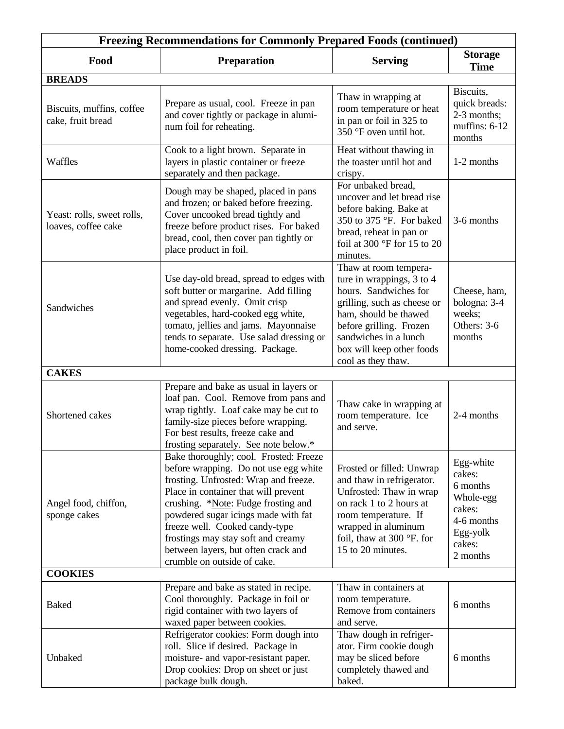| Freezing Recommendations for Commonly Prepared Foods (continued) | | | |
|---|---|---|---|
| **Food** | **Preparation** | **Serving** | **Storage Time** |
| **BREADS** | | | |
| Biscuits, muffins, coffee cake, fruit bread | Prepare as usual, cool. Freeze in pan and cover tightly or package in aluminum foil for reheating. | Thaw in wrapping at room temperature or heat in pan or foil in 325 to 350 °F oven until hot. | Biscuits, quick breads: 2-3 months; muffins: 6-12 months |
| Waffles | Cook to a light brown. Separate in layers in plastic container or freeze separately and then package. | Heat without thawing in the toaster until hot and crispy. | 1-2 months |
| Yeast: rolls, sweet rolls, loaves, coffee cake | Dough may be shaped, placed in pans and frozen; or baked before freezing. Cover uncooked bread tightly and freeze before product rises. For baked bread, cool, then cover pan tightly or place product in foil. | For unbaked bread, uncover and let bread rise before baking. Bake at 350 to 375 °F. For baked bread, reheat in pan or foil at 300 °F for 15 to 20 minutes. | 3-6 months |
| Sandwiches | Use day-old bread, spread to edges with soft butter or margarine. Add filling and spread evenly. Omit crisp vegetables, hard-cooked egg white, tomato, jellies and jams. Mayonnaise tends to separate. Use salad dressing or home-cooked dressing. Package. | Thaw at room temperature in wrappings, 3 to 4 hours. Sandwiches for grilling, such as cheese or ham, should be thawed before grilling. Frozen sandwiches in a lunch box will keep other foods cool as they thaw. | Cheese, ham, bologna: 3-4 weeks; Others: 3-6 months |
| **CAKES** | | | |
| Shortened cakes | Prepare and bake as usual in layers or loaf pan. Cool. Remove from pans and wrap tightly. Loaf cake may be cut to family-size pieces before wrapping. For best results, freeze cake and frosting separately. See note below.* | Thaw cake in wrapping at room temperature. Ice and serve. | 2-4 months |
| Angel food, chiffon, sponge cakes | Bake thoroughly; cool. Frosted: Freeze before wrapping. Do not use egg white frosting. Unfrosted: Wrap and freeze. Place in container that will prevent crushing. *Note: Fudge frosting and powdered sugar icings made with fat freeze well. Cooked candy-type frostings may stay soft and creamy between layers, but often crack and crumble on outside of cake. | Frosted or filled: Unwrap and thaw in refrigerator. Unfrosted: Thaw in wrap on rack 1 to 2 hours at room temperature. If wrapped in aluminum foil, thaw at 300 °F. for 15 to 20 minutes. | Egg-white cakes: 6 months Whole-egg cakes: 4-6 months Egg-yolk cakes: 2 months |
| **COOKIES** | | | |
| Baked | Prepare and bake as stated in recipe. Cool thoroughly. Package in foil or rigid container with two layers of waxed paper between cookies. | Thaw in containers at room temperature. Remove from containers and serve. | 6 months |
| Unbaked | Refrigerator cookies: Form dough into roll. Slice if desired. Package in moisture- and vapor-resistant paper. Drop cookies: Drop on sheet or just package bulk dough. | Thaw dough in refrigerator. Firm cookie dough may be sliced before completely thawed and baked. | 6 months |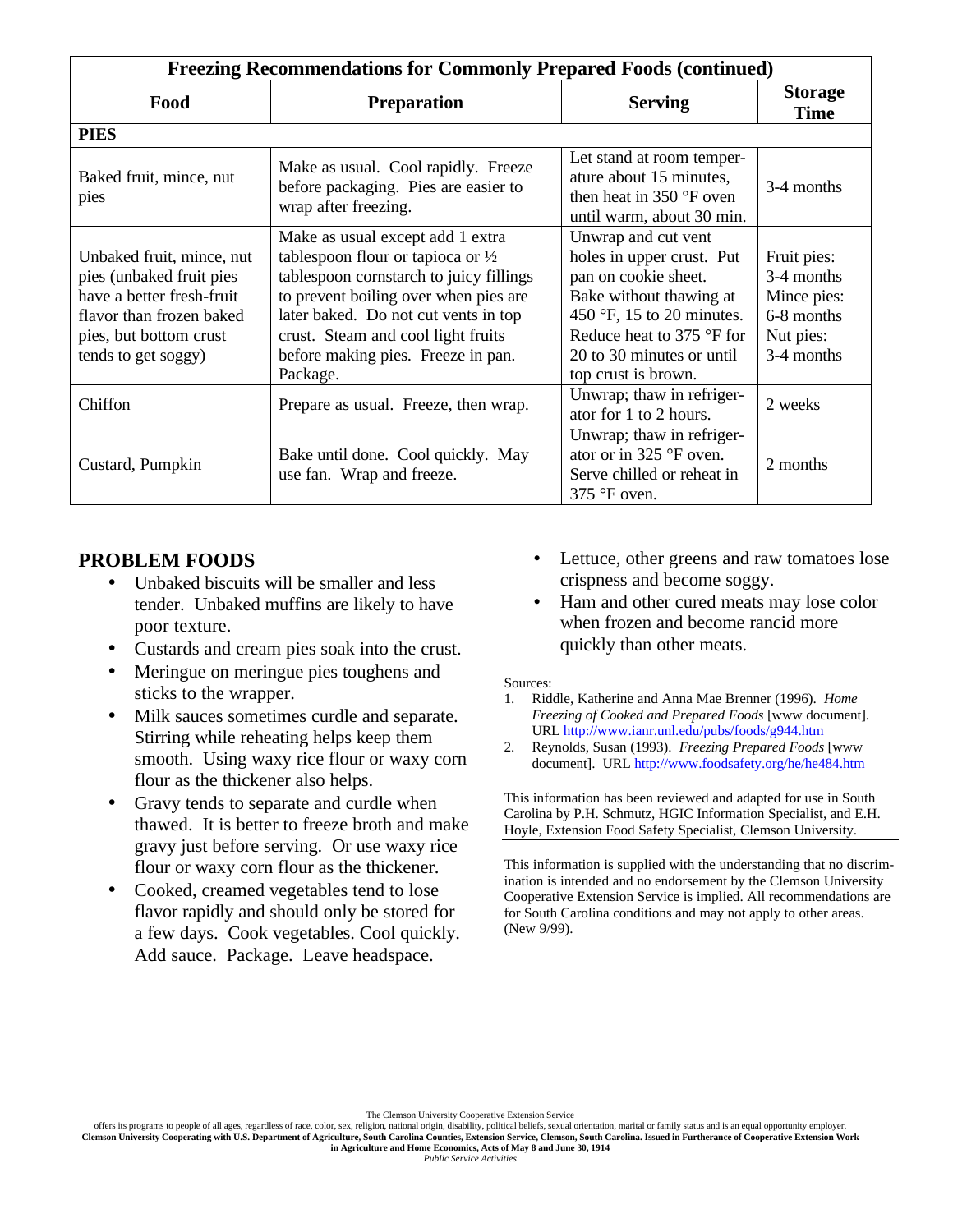| Freezing Recommendations for Commonly Prepared Foods (continued) | | | |
|---|---|---|---|
| **Food** | **Preparation** | **Serving** | **Storage Time** |
| **PIES** | | | |
| Baked fruit, mince, nut pies | Make as usual. Cool rapidly. Freeze before packaging. Pies are easier to wrap after freezing. | Let stand at room temperature about 15 minutes, then heat in 350 °F oven until warm, about 30 min. | 3-4 months |
| Unbaked fruit, mince, nut pies (unbaked fruit pies have a better fresh-fruit flavor than frozen baked pies, but bottom crust tends to get soggy) | Make as usual except add 1 extra tablespoon flour or tapioca or ½ tablespoon cornstarch to juicy fillings to prevent boiling over when pies are later baked. Do not cut vents in top crust. Steam and cool light fruits before making pies. Freeze in pan. Package. | Unwrap and cut vent holes in upper crust. Put pan on cookie sheet. Bake without thawing at 450 °F, 15 to 20 minutes. Reduce heat to 375 °F for 20 to 30 minutes or until top crust is brown. | Fruit pies: 3-4 months Mince pies: 6-8 months Nut pies: 3-4 months |
| Chiffon | Prepare as usual. Freeze, then wrap. | Unwrap; thaw in refrigerator for 1 to 2 hours. | 2 weeks |
| Custard, Pumpkin | Bake until done. Cool quickly. May use fan. Wrap and freeze. | Unwrap; thaw in refrigerator or in 325 °F oven. Serve chilled or reheat in 375 °F oven. | 2 months |

## PROBLEM FOODS

- Unbaked biscuits will be smaller and less tender. Unbaked muffins are likely to have poor texture.
- Custards and cream pies soak into the crust.
- Meringue on meringue pies toughens and sticks to the wrapper.
- Milk sauces sometimes curdle and separate. Stirring while reheating helps keep them smooth. Using waxy rice flour or waxy corn flour as the thickener also helps.
- Gravy tends to separate and curdle when thawed. It is better to freeze broth and make gravy just before serving. Or use waxy rice flour or waxy corn flour as the thickener.
- Cooked, creamed vegetables tend to lose flavor rapidly and should only be stored for a few days. Cook vegetables. Cool quickly. Add sauce. Package. Leave headspace.
- Lettuce, other greens and raw tomatoes lose crispness and become soggy.
- Ham and other cured meats may lose color when frozen and become rancid more quickly than other meats.

Sources:

1. Riddle, Katherine and Anna Mae Brenner (1996). *Home Freezing of Cooked and Prepared Foods* [www document]. URL http://www.ianr.unl.edu/pubs/foods/g944.htm
2. Reynolds, Susan (1993). *Freezing Prepared Foods* [www document]. URL http://www.foodsafety.org/he/he484.htm

This information has been reviewed and adapted for use in South Carolina by P.H. Schmutz, HGIC Information Specialist, and E.H. Hoyle, Extension Food Safety Specialist, Clemson University.

This information is supplied with the understanding that no discrimination is intended and no endorsement by the Clemson University Cooperative Extension Service is implied. All recommendations are for South Carolina conditions and may not apply to other areas. (New 9/99).

The Clemson University Cooperative Extension Service
offers its programs to people of all ages, regardless of race, color, sex, religion, national origin, disability, political beliefs, sexual orientation, marital or family status and is an equal opportunity employer.
**Clemson University Cooperating with U.S. Department of Agriculture, South Carolina Counties, Extension Service, Clemson, South Carolina. Issued in Furtherance of Cooperative Extension Work in Agriculture and Home Economics, Acts of May 8 and June 30, 1914**
*Public Service Activities*